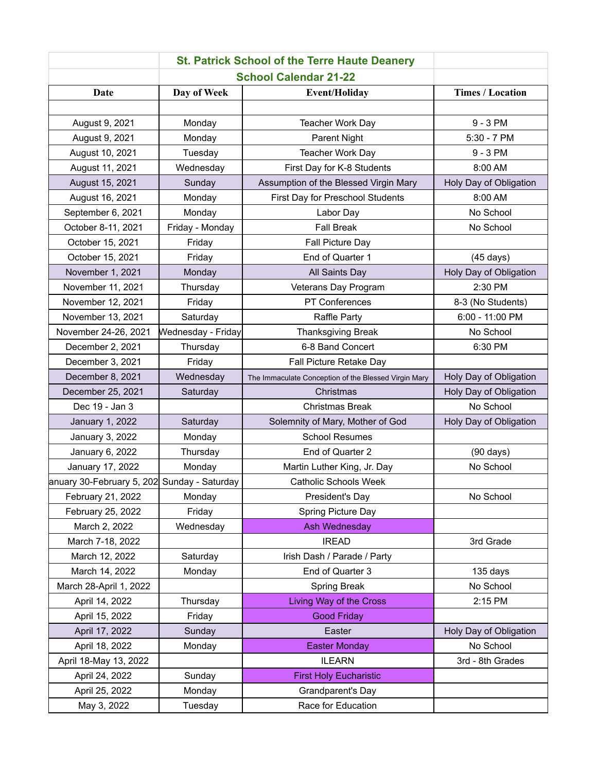## St. Patrick School of the Terre Haute Deanery

### School Calendar 21-22

| Date | Day of Week | Event/Holiday | Times / Location |
|---|---|---|---|
| | | | |
| August 9, 2021 | Monday | Teacher Work Day | 9 - 3 PM |
| August 9, 2021 | Monday | Parent Night | 5:30 - 7 PM |
| August 10, 2021 | Tuesday | Teacher Work Day | 9 - 3 PM |
| August 11, 2021 | Wednesday | First Day for K-8 Students | 8:00 AM |
| August 15, 2021 | Sunday | Assumption of the Blessed Virgin Mary | Holy Day of Obligation |
| August 16, 2021 | Monday | First Day for Preschool Students | 8:00 AM |
| September 6, 2021 | Monday | Labor Day | No School |
| October 8-11, 2021 | Friday - Monday | Fall Break | No School |
| October 15, 2021 | Friday | Fall Picture Day | |
| October 15, 2021 | Friday | End of Quarter 1 | (45 days) |
| November 1, 2021 | Monday | All Saints Day | Holy Day of Obligation |
| November 11, 2021 | Thursday | Veterans Day Program | 2:30 PM |
| November 12, 2021 | Friday | PT Conferences | 8-3 (No Students) |
| November 13, 2021 | Saturday | Raffle Party | 6:00 - 11:00 PM |
| November 24-26, 2021 | Wednesday - Friday | Thanksgiving Break | No School |
| December 2, 2021 | Thursday | 6-8 Band Concert | 6:30 PM |
| December 3, 2021 | Friday | Fall Picture Retake Day | |
| December 8, 2021 | Wednesday | The Immaculate Conception of the Blessed Virgin Mary | Holy Day of Obligation |
| December 25, 2021 | Saturday | Christmas | Holy Day of Obligation |
| Dec 19 - Jan 3 | | Christmas Break | No School |
| January 1, 2022 | Saturday | Solemnity of Mary, Mother of God | Holy Day of Obligation |
| January 3, 2022 | Monday | School Resumes | |
| January 6, 2022 | Thursday | End of Quarter 2 | (90 days) |
| January 17, 2022 | Monday | Martin Luther King, Jr. Day | No School |
| anuary 30-February 5, 202 | Sunday - Saturday | Catholic Schools Week | |
| February 21, 2022 | Monday | President's Day | No School |
| February 25, 2022 | Friday | Spring Picture Day | |
| March 2, 2022 | Wednesday | Ash Wednesday | |
| March 7-18, 2022 | | IREAD | 3rd Grade |
| March 12, 2022 | Saturday | Irish Dash / Parade / Party | |
| March 14, 2022 | Monday | End of Quarter 3 | 135 days |
| March 28-April 1, 2022 | | Spring Break | No School |
| April 14, 2022 | Thursday | Living Way of the Cross | 2:15 PM |
| April 15, 2022 | Friday | Good Friday | |
| April 17, 2022 | Sunday | Easter | Holy Day of Obligation |
| April 18, 2022 | Monday | Easter Monday | No School |
| April 18-May 13, 2022 | | ILEARN | 3rd - 8th Grades |
| April 24, 2022 | Sunday | First Holy Eucharistic | |
| April 25, 2022 | Monday | Grandparent's Day | |
| May 3, 2022 | Tuesday | Race for Education | |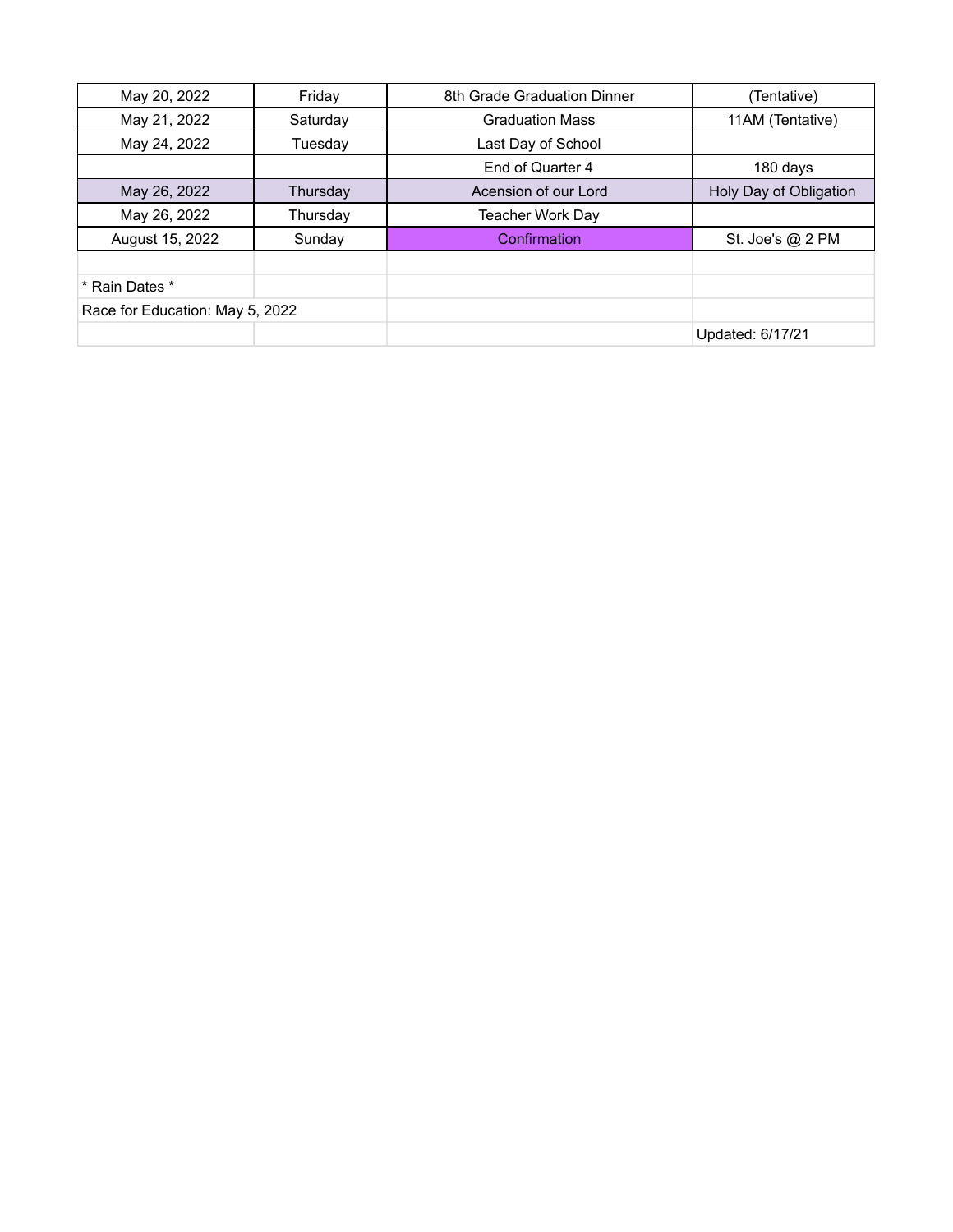| | | | |
|---|---|---|---|
| May 20, 2022 | Friday | 8th Grade Graduation Dinner | (Tentative) |
| May 21, 2022 | Saturday | Graduation Mass | 11AM (Tentative) |
| May 24, 2022 | Tuesday | Last Day of School | |
| | | End of Quarter 4 | 180 days |
| May 26, 2022 | Thursday | Acension of our Lord | Holy Day of Obligation |
| May 26, 2022 | Thursday | Teacher Work Day | |
| August 15, 2022 | Sunday | Confirmation | St. Joe's @ 2 PM |

* Rain Dates *

Race for Education: May 5, 2022

Updated: 6/17/21